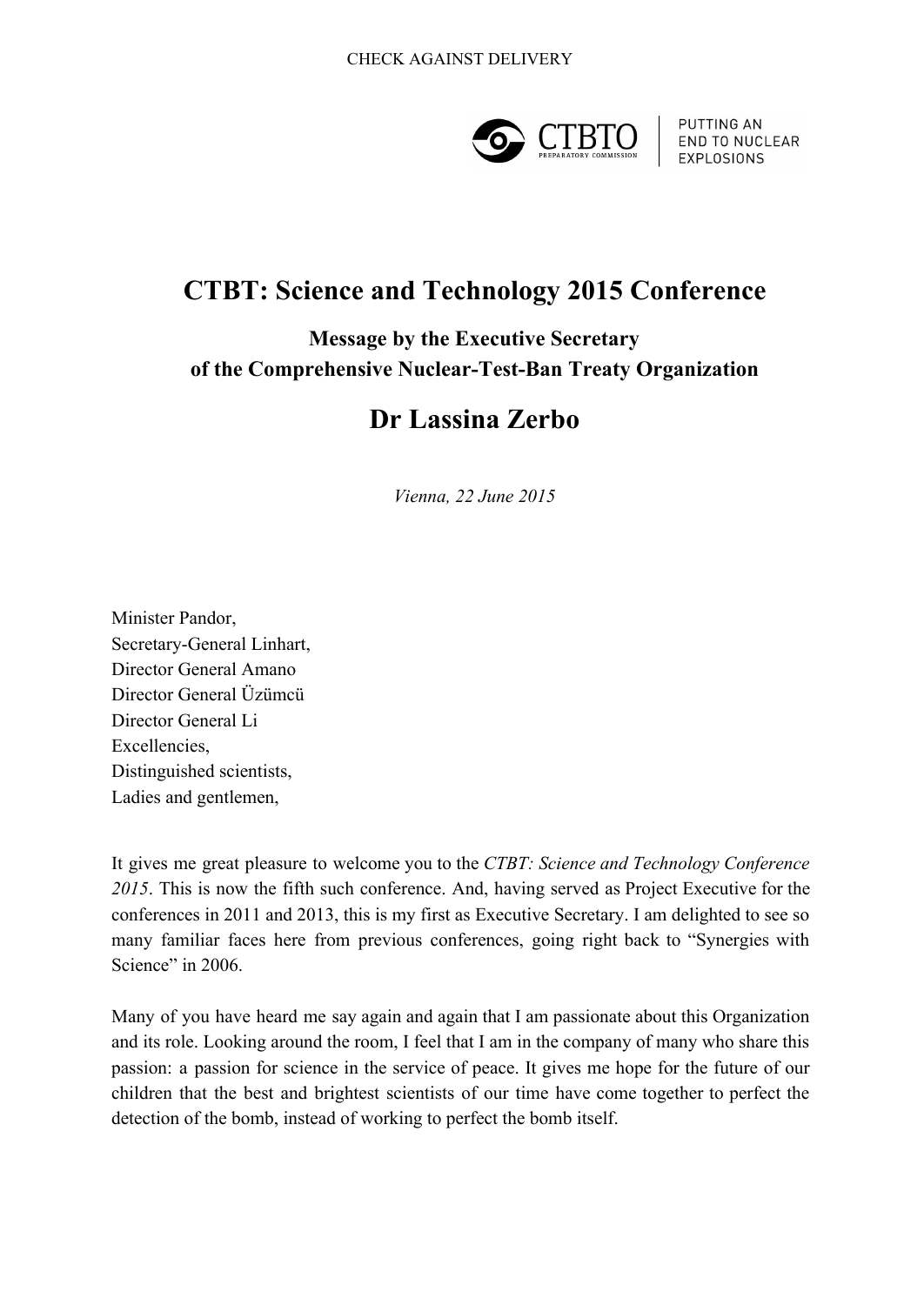CHECK AGAINST DELIVERY

# CTBT: Science and Technology 2015 Conference

### Message by the Executive Secretary of the Comprehensive Nuclear-Test-Ban Treaty Organization

## Dr Lassina Zerbo

*Vienna, 22 June 2015*

Minister Pandor,
Secretary-General Linhart,
Director General Amano
Director General Üzümcü
Director General Li
Excellencies,
Distinguished scientists,
Ladies and gentlemen,

It gives me great pleasure to welcome you to the *CTBT: Science and Technology Conference 2015*. This is now the fifth such conference. And, having served as Project Executive for the conferences in 2011 and 2013, this is my first as Executive Secretary. I am delighted to see so many familiar faces here from previous conferences, going right back to "Synergies with Science" in 2006.

Many of you have heard me say again and again that I am passionate about this Organization and its role. Looking around the room, I feel that I am in the company of many who share this passion: a passion for science in the service of peace. It gives me hope for the future of our children that the best and brightest scientists of our time have come together to perfect the detection of the bomb, instead of working to perfect the bomb itself.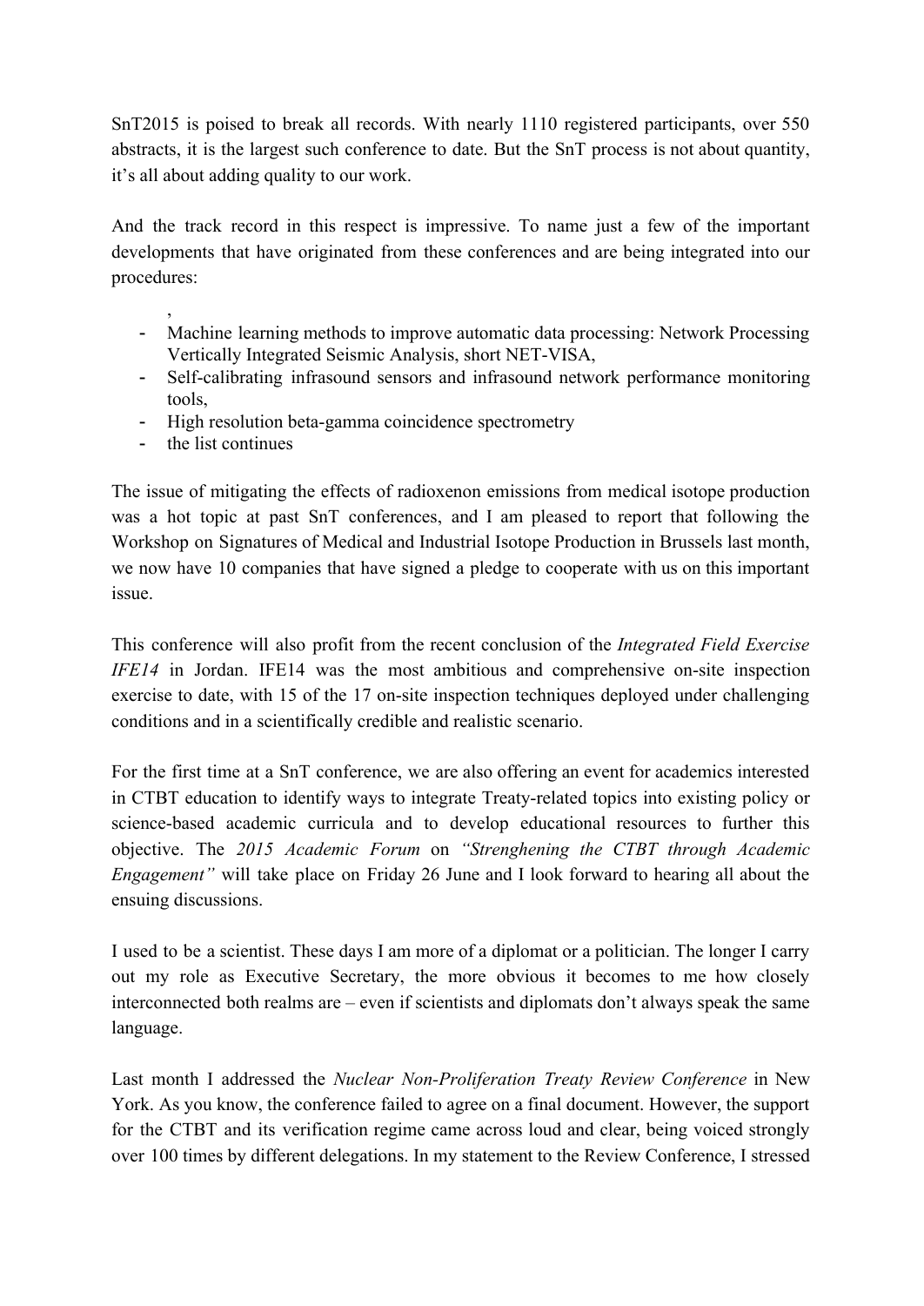SnT2015 is poised to break all records. With nearly 1110 registered participants, over 550 abstracts, it is the largest such conference to date. But the SnT process is not about quantity, it's all about adding quality to our work.

And the track record in this respect is impressive. To name just a few of the important developments that have originated from these conferences and are being integrated into our procedures:

,

- Machine learning methods to improve automatic data processing: Network Processing Vertically Integrated Seismic Analysis, short NET-VISA,
- Self-calibrating infrasound sensors and infrasound network performance monitoring tools,
- High resolution beta-gamma coincidence spectrometry
- the list continues

The issue of mitigating the effects of radioxenon emissions from medical isotope production was a hot topic at past SnT conferences, and I am pleased to report that following the Workshop on Signatures of Medical and Industrial Isotope Production in Brussels last month, we now have 10 companies that have signed a pledge to cooperate with us on this important issue.

This conference will also profit from the recent conclusion of the *Integrated Field Exercise IFE14* in Jordan. IFE14 was the most ambitious and comprehensive on-site inspection exercise to date, with 15 of the 17 on-site inspection techniques deployed under challenging conditions and in a scientifically credible and realistic scenario.

For the first time at a SnT conference, we are also offering an event for academics interested in CTBT education to identify ways to integrate Treaty-related topics into existing policy or science-based academic curricula and to develop educational resources to further this objective. The *2015 Academic Forum* on *"Strenghening the CTBT through Academic Engagement"* will take place on Friday 26 June and I look forward to hearing all about the ensuing discussions.

I used to be a scientist. These days I am more of a diplomat or a politician. The longer I carry out my role as Executive Secretary, the more obvious it becomes to me how closely interconnected both realms are – even if scientists and diplomats don't always speak the same language.

Last month I addressed the *Nuclear Non-Proliferation Treaty Review Conference* in New York. As you know, the conference failed to agree on a final document. However, the support for the CTBT and its verification regime came across loud and clear, being voiced strongly over 100 times by different delegations. In my statement to the Review Conference, I stressed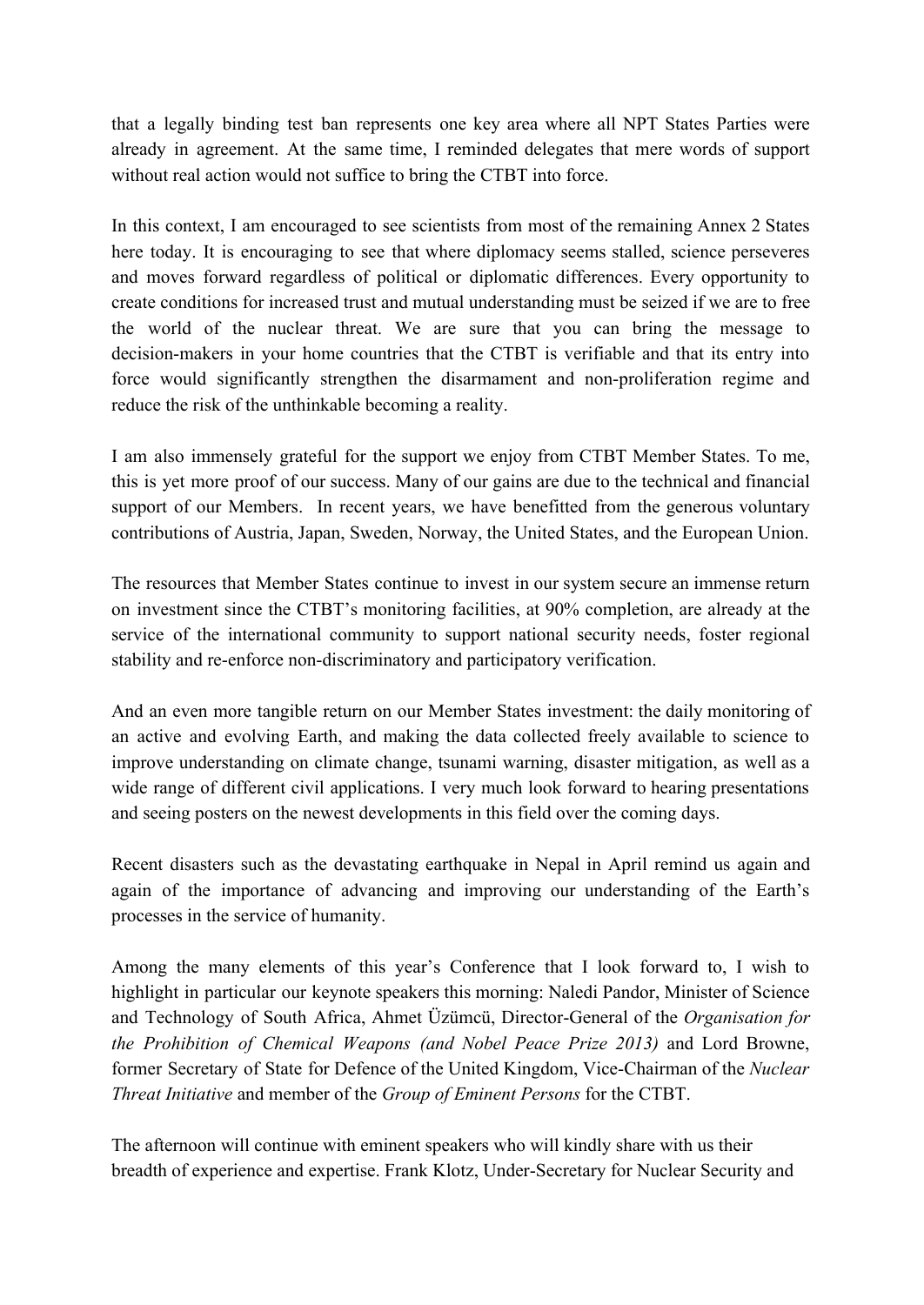that a legally binding test ban represents one key area where all NPT States Parties were already in agreement. At the same time, I reminded delegates that mere words of support without real action would not suffice to bring the CTBT into force.

In this context, I am encouraged to see scientists from most of the remaining Annex 2 States here today. It is encouraging to see that where diplomacy seems stalled, science perseveres and moves forward regardless of political or diplomatic differences. Every opportunity to create conditions for increased trust and mutual understanding must be seized if we are to free the world of the nuclear threat. We are sure that you can bring the message to decision-makers in your home countries that the CTBT is verifiable and that its entry into force would significantly strengthen the disarmament and non-proliferation regime and reduce the risk of the unthinkable becoming a reality.

I am also immensely grateful for the support we enjoy from CTBT Member States. To me, this is yet more proof of our success. Many of our gains are due to the technical and financial support of our Members. In recent years, we have benefitted from the generous voluntary contributions of Austria, Japan, Sweden, Norway, the United States, and the European Union.

The resources that Member States continue to invest in our system secure an immense return on investment since the CTBT's monitoring facilities, at 90% completion, are already at the service of the international community to support national security needs, foster regional stability and re-enforce non-discriminatory and participatory verification.

And an even more tangible return on our Member States investment: the daily monitoring of an active and evolving Earth, and making the data collected freely available to science to improve understanding on climate change, tsunami warning, disaster mitigation, as well as a wide range of different civil applications. I very much look forward to hearing presentations and seeing posters on the newest developments in this field over the coming days.

Recent disasters such as the devastating earthquake in Nepal in April remind us again and again of the importance of advancing and improving our understanding of the Earth's processes in the service of humanity.

Among the many elements of this year's Conference that I look forward to, I wish to highlight in particular our keynote speakers this morning: Naledi Pandor, Minister of Science and Technology of South Africa, Ahmet Üzümcü, Director-General of the *Organisation for the Prohibition of Chemical Weapons (and Nobel Peace Prize 2013)* and Lord Browne, former Secretary of State for Defence of the United Kingdom, Vice-Chairman of the *Nuclear Threat Initiative* and member of the *Group of Eminent Persons* for the CTBT.

The afternoon will continue with eminent speakers who will kindly share with us their breadth of experience and expertise. Frank Klotz, Under-Secretary for Nuclear Security and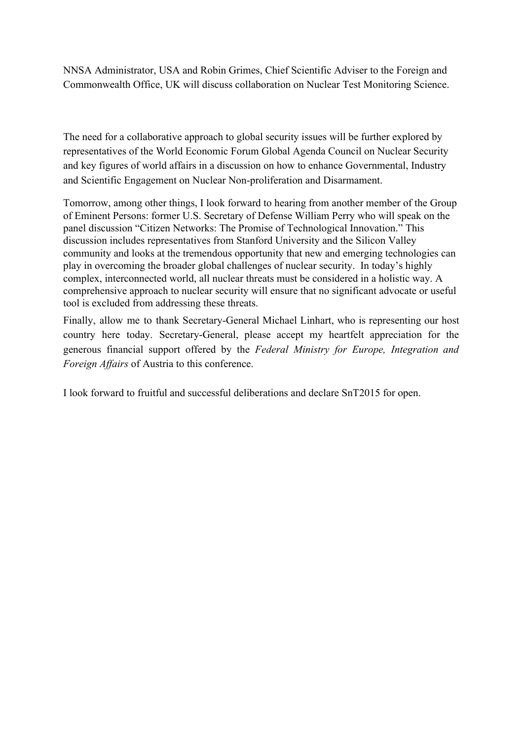NNSA Administrator, USA and Robin Grimes, Chief Scientific Adviser to the Foreign and Commonwealth Office, UK will discuss collaboration on Nuclear Test Monitoring Science.

The need for a collaborative approach to global security issues will be further explored by representatives of the World Economic Forum Global Agenda Council on Nuclear Security and key figures of world affairs in a discussion on how to enhance Governmental, Industry and Scientific Engagement on Nuclear Non-proliferation and Disarmament.

Tomorrow, among other things, I look forward to hearing from another member of the Group of Eminent Persons: former U.S. Secretary of Defense William Perry who will speak on the panel discussion "Citizen Networks: The Promise of Technological Innovation." This discussion includes representatives from Stanford University and the Silicon Valley community and looks at the tremendous opportunity that new and emerging technologies can play in overcoming the broader global challenges of nuclear security. In today's highly complex, interconnected world, all nuclear threats must be considered in a holistic way. A comprehensive approach to nuclear security will ensure that no significant advocate or useful tool is excluded from addressing these threats.

Finally, allow me to thank Secretary-General Michael Linhart, who is representing our host country here today. Secretary-General, please accept my heartfelt appreciation for the generous financial support offered by the *Federal Ministry for Europe, Integration and Foreign Affairs* of Austria to this conference.

I look forward to fruitful and successful deliberations and declare SnT2015 for open.